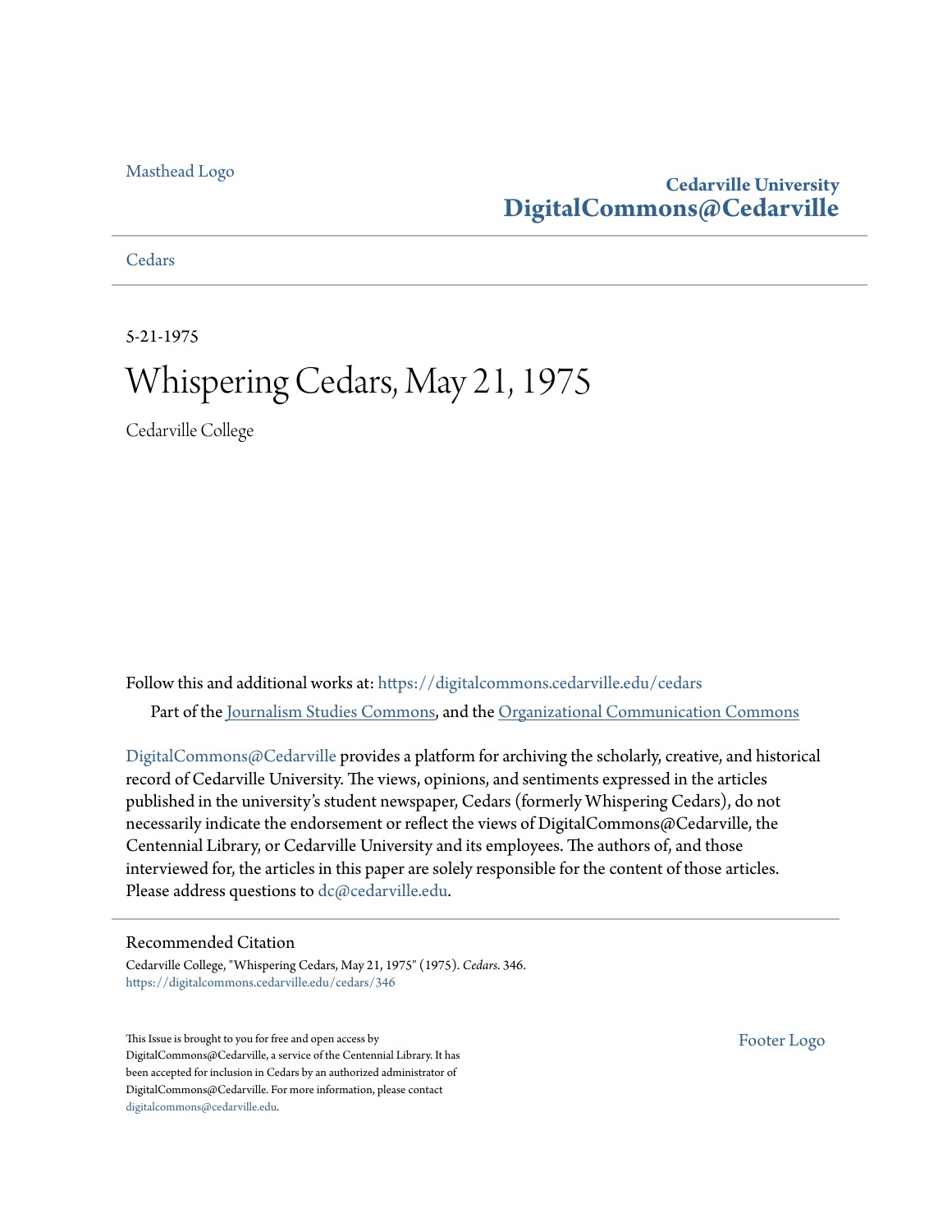Masthead Logo

**Cedarville University**
**DigitalCommons@Cedarville**

Cedars

5-21-1975

# Whispering Cedars, May 21, 1975

Cedarville College

Follow this and additional works at: https://digitalcommons.cedarville.edu/cedars

Part of the Journalism Studies Commons, and the Organizational Communication Commons

DigitalCommons@Cedarville provides a platform for archiving the scholarly, creative, and historical record of Cedarville University. The views, opinions, and sentiments expressed in the articles published in the university's student newspaper, Cedars (formerly Whispering Cedars), do not necessarily indicate the endorsement or reflect the views of DigitalCommons@Cedarville, the Centennial Library, or Cedarville University and its employees. The authors of, and those interviewed for, the articles in this paper are solely responsible for the content of those articles. Please address questions to dc@cedarville.edu.

## Recommended Citation

Cedarville College, "Whispering Cedars, May 21, 1975" (1975). *Cedars*. 346.
https://digitalcommons.cedarville.edu/cedars/346

This Issue is brought to you for free and open access by DigitalCommons@Cedarville, a service of the Centennial Library. It has been accepted for inclusion in Cedars by an authorized administrator of DigitalCommons@Cedarville. For more information, please contact digitalcommons@cedarville.edu.

Footer Logo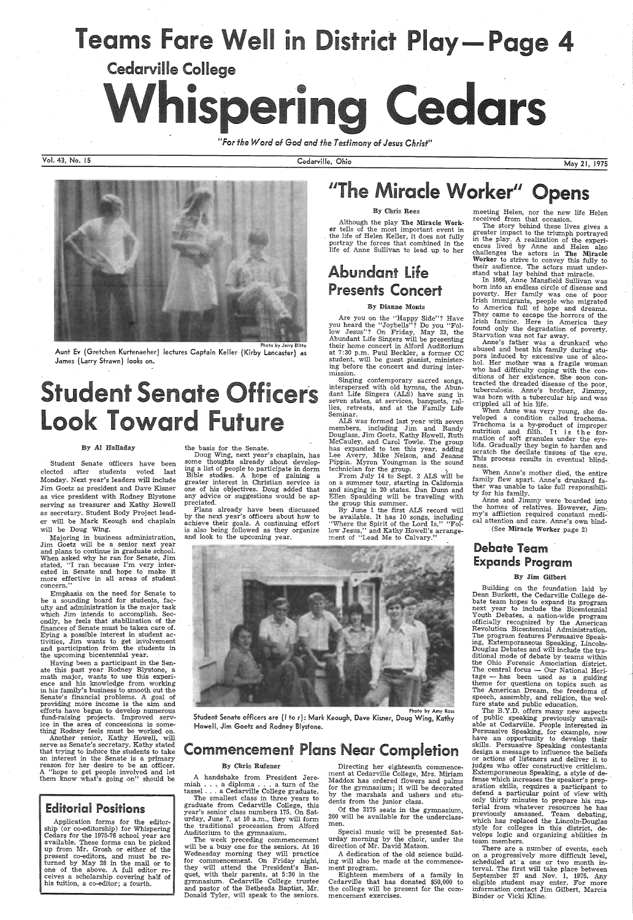# Teams Fare Well in District Play—Page 4

Cedarville College

# Whispering Cedars

*"For the Word of God and the Testimony of Jesus Christ"*

Vol. 43, No. 15 — Cedarville, Ohio — May 21, 1975

Photo by Jerry Ditto

Aunt Ev (Gretchen Kurtenaeher) lectures Captain Keller (Kirby Lancaster) as James (Larry Strawn) looks on.

## Student Senate Officers Look Toward Future

By Al Halladay

Student Senate officers have been elected after students voted last Monday. Next year's leaders will include Jim Goetz as president and Dave Kisner as vice president with Rodney Blystone serving as treasurer and Kathy Howell as secretary. Student Body Project leader will be Mark Keough and chaplain will be Doug Wing.

Majoring in business administration, Jim Goetz will be a senior next year and plans to continue in graduate school. When asked why he ran for Senate, Jim stated, "I ran because I'm very interested in Senate and hope to make it more effective in all areas of student concern."

Emphasis on the need for Senate to be a sounding board for students, faculty and administration is the major task which Jim intends to accomplish. Secondly, he feels that stabilization of the finances of Senate must be taken care of. Eying a possible interest in student activities, Jim wants to get involvement and participation from the students in the upcoming bicentennial year.

Having been a participant in the Senate this past year Rodney Blystone, a math major, wants to use this experience and his knowledge from working in his family's business to smooth out the Senate's financial problems. A goal of providing more income is the aim and efforts have begun to develop numerous fund-raising projects. Improved service in the area of concessions is something Rodney feels must be worked on.

Another senior, Kathy Howell, will serve as Senate's secretary. Kathy stated that trying to induce the students to take an interest in the Senate is a primary reason for her desire to be an officer. A "hope to get people involved and let them know what's going on" should be the basis for the Senate.

Doug Wing, next year's chaplain, has some thoughts already about developing a list of people to participate in dorm Bible studies. A hope of gaining a greater interest in Christian service is one of his objectives. Doug added that any advice or suggestions would be appreciated.

Plans already have been discussed by the next year's officers about how to achieve their goals. A continuing effort is also being followed as they organize and look to the upcoming year.

Photo by Amy Ross

Student Senate officers are (l to r): Mark Keough, Dave Kisner, Doug Wing, Kathy Howell, Jim Goetz and Rodney Blystone.

### Editorial Positions

Application forms for the editorship (or co-editorship) for Whispering Cedars for the 1975-76 school year are available. These forms can be picked up from Mr. Grosh or either of the present co-editors, and must be returned by May 28 in the mail or to one of the above. A full editor receives a scholarship covering half of his tuition, a co-editor; a fourth.

## "The Miracle Worker" Opens

By Chris Rees

Although the play **The Miracle Worker** tells of the most important event in the life of Helen Keller, it does not fully portray the forces that combined in the life of Anne Sullivan to lead up to her meeting Helen, nor the new life Helen received from that occasion.

The story behind these lives gives a greater impact to the triumph portrayed in the play. A realization of the experiences lived by Anne and Helen also challenges the actors in **The Miracle Worker** to strive to convey this fully to their audience. The actors must understand what lay behind that miracle.

In 1866, Anne Mansfield Sullivan was born into an endless circle of disease and poverty. Her family was one of poor Irish immigrants, people who migrated to America full of hope and dreams. They came to escape the horrors of the Irish famine. Here in America they found only the degradation of poverty. Starvation was not far away.

Anne's father was a drunkard who abused and beat his family during stupors induced by excessive use of alcohol. Her mother was a fragile woman who had difficulty coping with the conditions of her existence. She soon contracted the dreaded disease of the poor, tuberculosis. Anne's brother, Jimmy, was born with a tubercular hip and was crippled all of his life.

When Anne was very young, she developed a condition called trachoma. Trachoma is a by-product of improper nutrition and filth. It is the formation of soft granules under the eyelids. Gradually they begin to harden and scratch the decilate tissues of the eye. This process results in eventual blindness.

When Anne's mother died, the entire family flew apart. Anne's drunkard father was unable to take full responsibility for his family.

Anne and Jimmy were boarded into the homes of relatives. However, Jimmy's affliction required constant medical attention and care. Anne's own blind-

(See **Miracle Worker** page 2)

## Abundant Life Presents Concert

By Dianne Monts

Are you on the "Happy Side"? Have you heard the "Joybells"? Do you "Follow Jesus"? On Friday, May 23, the Abundant Life Singers will be presenting their home concert in Alford Auditorium at 7:30 p.m. Paul Beckler, a former CC student, will be guest pianist, ministering before the concert and during intermission.

Singing contemporary sacred songs, interspersed with old hymns, the Abundant Life Singers (ALS) have sung in seven states, at services, banquets, rallies, retreats, and at the Family Life Seminar.

ALS was formed last year with seven members, including Jim and Randy Douglass, Jim Goetz, Kathy Howell, Ruth McCauley, and Carol Towle. The group has expanded to ten this year, adding Lee Avery, Mike Nelson, and Jeanne Pippin. Myron Youngman is the sound technician for the group.

From July 14 to Sept. 2 ALS will be on a summer tour, starting in California and singing in 20 states. Dan Dunn and Ellen Spaulding will be traveling with the group this summer.

By June 1 the first ALS record will be available. It has 10 songs, including "Where the Spirit of the Lord Is," "Follow Jesus," and Kathy Howell's arrangement of "Lead Me to Calvary."

## Debate Team Expands Program

By Jim Gilbert

Building on the foundation laid by Dean Burkett, the Cedarville College debate team hopes to expand its program next year to include the Bicentennial Youth Debates, a nation-wide program officially recognized by the American Revolution Bicentennial Administration. The program features Persuasive Speaking, Extemporaneous Speaking, Lincoln-Douglas Debates and will include the traditional mode of debate by teams within the Ohio Forensic Association district. The central focus — Our National Heritage — has been used as a guiding theme for questions on topics such as The American Dream, the freedoms of speech, assembly, and religion, the welfare state and public education.

The B.Y.D. offers many new aspects of public speaking previously unavailable at Cedarville. People interested in Persuasive Speaking, for example, now have an opportunity to develop their skills. Persuasive Speaking contestants design a message to influence the beliefs or actions of listeners and deliver it to judges who offer constructive criticism. Extemporaneous Speaking, a style of defense which increases the speaker's preparation skills, requires a participant to defend a particular point of view with only thirty minutes to prepare his material from whatever resources he has previously amassed. Team debating, which has replaced the Lincoln-Douglas style for colleges in this district, develops logic and organizing abilities in team members.

There are a number of events, each on a progressively more difficult level, scheduled at a one or two month interval. The first will take place between September 27 and Nov. 1, 1975. Any eligible student may enter. For more information contact Jim Gilbert, Marcia Binder or Vicki Kline.

## Commencement Plans Near Completion

By Chris Rufener

A handshake from President Jeremiah . . . a diploma . . . a turn of the tassel . . . a Cedarville College graduate.

The smallest class in three years to graduate from Cedarville College, this year's senior class numbers 175. On Saturday, June 7, at 10 a.m., they will form the traditional procession from Alford Auditorium to the gymnasium.

The week preceding commencement will be a busy one for the seniors. At 10 Wednesday morning they will practice for commencement. On Friday night, they will attend the President's Banquet, with their parents, at 5:30 in the gymnasium. Cedarville College trustee and pastor of the Bethesda Baptist, Mr. Donald Tyler, will speak to the seniors.

Directing her eighteenth commencement at Cedarville College, Mrs. Miriam Maddox has ordered flowers and palms for the gymnasium; it will be decorated by the marshals and ushers and students from the junior class.

Of the 2175 seats in the gymnasium, 200 will be available for the underclassmen.

Special music will be presented Saturday morning by the choir, under the direction of Mr. David Matson.

A dedication of the old science building will also be made at the commencement program.

Eighteen members of a family in Cedarville that has donated $50,000 to the college will be present for the commencement exercises.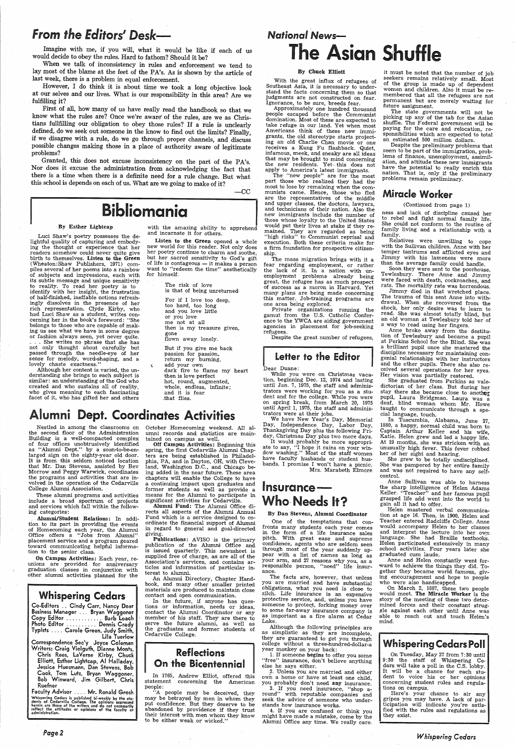## From the Editors' Desk—

Imagine with me, if you will, what it would be like if each of us would decide to obey the rules. Hard to fathom? Should it be?

When we talk of inconsistency in rules and enforcement we tend to lay most of the blame at the feet of the PA's. As is shown by the article of last week, there is a problem in equal enforcement.

However, I do think it is about time we took a long objective look at our selves and our lives. What is our responsibility in this area? Are we fulfilling it?

First of all, how many of us have really read the handbook so that we know what the rules are? Once we're aware of the rules, are we as Christians fullfilling our obligation to obey those rules? If a rule is unclearly defined, do we seek out someone in the know to find out the limits? Finally, if we disagree with a rule, do we go through proper channels, and discuss possible changes making those in a place of authority aware of legitimate problems?

Granted, this does not excuse inconsistency on the part of the PA's. Nor does it excuse the administration from acknowledging the fact that there is a time when there is a definite need for a rule change. But what this school is depends on each of us. What are we going to make of it?

—CC

## Bibliomania

By Esther Lightcap

Luci Shaw's poetry possesses the delightful quality of capturing and embodying the thought or experience that her readers somehow could never quite give birth to themselves. **Listen to the Green** (Wheaton:Shaw Publishers, 1971) compiles several of her poems into a rainbow of subjects and impressions, each with its subtle message and unique sensitivity to reality. To read her poetry is to identify with her insight, the frustration of half-finished, ineffable notions refreshingly dissolves in the presence of her rich representation. Clyde Kirby, who had Luci Shaw as a student, writes concerning her in the book's foreword: "She belongs to those who are capable of making us see what we have in some degree or fashion always seen, yet never quite. . . . She writes no phrase that she has not only thought about carefully but passed through the needle-eye of her sense for melody, word-shaping, and a lovely chaste exactness."

Although her content is varied, the understanding she brings to each subject is similar: an understanding of the God who created and who sustains all of reality, who gives meaning to each fascinating facet of it, who has gifted her and others with the amazing ability to apprehend and incarnate it for others.

**Listen to the Green** opened a whole new world for this reader. Not only does her poetry continue to charm and soothe, but her sacred sensitivity to God's gift of life is contageous — it makes a person want to "redeem the time" aesthetically for himself.

> The risk of love
> is that of being unreturned
>
> For if I love too deep,
> too hard, too long
> and you love little
> or you love
> me not at all
> then is my treasure given,
> gone
> flown away lonely.
>
> But if you give me back
> passion for passion,
> return my burning,
> add your own
> dark fire to flame my heart
> then is love perfect
> hot, round, augmented,
> whole, endless, infinite;
> and it is fear
> that flies.

## Alumni Dept. Coordinates Activities

Nestled in among the classrooms on the second floor of the Administration Building is a well-compacted complex of four offices unobtrusively identified as "Alumni Dept." by a soon-to-be-enlarged sign on the eighty-year old door. It is from this seldom noticed location that Mr. Dan Stevens, assisted by Bev Morrow and Peggy Warwick, coordinates the programs and activities that are involved in the operation of the Cedarville College Alumni Association.

These alumni programs and activities include a broad spectrum of projects and services which fall within the following categories:

**Alumni/Student Relations:** In addition to its part in providing the events of Homecoming each year, the Alumni Office offers a "Jobs from Alumni" placement service and a program geared toward communicating helpful information to the senior class.

**On Campus Activities:** Each year, reunions are provided for anniversary graduation classes in conjunction with other alumni activities planned for the October Homecoming weekend. All alumni records and statistics are maintained on campus as well.

**Off Campus Activities:** Beginning this spring, the first Cedarville Alumni Chapters are being established in Philadelphia, PA, and in Dayton, OH, with Cleveland, Washington D.C., and Chicago being added in the near future. These area chapters will enable the College to have a continuing impact upon graduates and former students as well as provide a means for the Alumni to participate in significant activities for Cedarville.

**Alumni Fund:** The Alumni Office directs all aspects of the Alumni Annual Fund which is a service designed to coordinate the financial support of Alumni in regard to general and goal-directed giving.

**Publications:** AVISO is the primary publication of the Alumni Office and is issued quarterly. This newssheet is supplied free of charge, as are all of the Association's services, and contains articles and information of particular interest to alumni.

An Alumni Directory, Chapter Handbook, and many other smaller printed materials are produced to maintain close contact and open communication.

In the future, if anyone has questions or information, needs or ideas, contact the Alumni Coordinator or any member of his staff. They are there to serve the future alumni, as well as the graduates and former students of Cedarville College.

## Whispering Cedars

Co-Editors . . . Cindy Carr, Nancy Dear
Business Manager . . . Bryan Waggoner
Copy Editor . . . . . . . . . . . . Barb Loach
Photo Editor . . . . . . . . . . Dennis Crady
Typists . . . . Carole Green, Judy Smith, Lila Tuerlow
Correspondence Sec'y Joyce Coleman
Writers: Craig Vielguth, Dianne Monts, Chris Rees, LaVerne Kirby, Chuck Elliott, Esther Lightcap, Al Halladay, Jessica Huesmann, Dan Stevens, Bob Cook, Tom Lutz, Bryan Waggoner, Bob Winward, Jim Gilbert, Chris Ruefner
Faculty Advisor . . . . Mr. Ronald Grosh

Whispering Cedars is published bi-weekly by the students of Cedarville College. The opinions expressed herein are those of the writers and do not necessarily reflect the attitudes or opinions of the faculty or administration.

## Reflections On the Bicentennial

In 1765, Andrew Elliot, offered this statement concerning the American people:

"A people may be deceived, they may be betrayed by men in whom they put confidence. But they deserve to be abandoned by providence if they trust their interest with men whom they know to be either weak or wicked."

## National News—

# The Asian Shuffle

By Chuck Elliott

With the great influx of refugees of Southeast Asia, it is necessary to understand the facts concerning them so that judgments are not constructed on fear. Ignorance, to be sure, breeds fear.

Approximately one hundred thousand people escaped before the Communist domination. Most of these are expected to take refuge in our land. Yet when most Americans think of these new immigrants, the old stereotype starts projecting an old Charlie Chan movie or one receives a Kung Fu flashback. Quiet, infamous, meek, and sneaky are all ideas that may be brought to mind concerning the new residents. Yet this does not apply to America's latest immigrants.

The "new people" are for the most part those who realized they had the most to lose by remaining when the communists came. Hence, those who fled are the representatives of the middle and upper classes, the doctors, lawyers, and technicians of their nation. Also the new immigrants include the number of those whose loyalty to the United States would put their lives at stake if they remained. They are regarded as being "high risks" to Communist reprisal and execution. Both these criteria make for a firm foundation for prospective citizenship.

The mass migration brings with it a fear regarding employment, or rather the lack of it. In a nation with unemployment problems already being great, the refugee has as much prospect of success as a moron in Harvard. Yet many plans are being made concerning this matter. Job-training programs are one area being explored.

Private organizations running the gamut from the U.S. Catholic Conference to the YWCA are aiding government agencies in placement for job-seeking refugees.

Despite the great number of refugees, it must be noted that the number of job seekers remains relatively small. Most of the group is made up of dependent women and children. Also it must be remembered that all the refugees are not permanent but are merely waiting for future assignment.

The state governments will not be picking up any of the tab for the Asian shuffle. The Federal government will be paying for the care and relocation, responsibilities which are expected to total an estimated 500 million dollars.

Despite the preliminary problems that seem to be part of the immigration, problems of finance, unemployment, assimilation, and attitude these new immigrants have the potential to really enrich this nation. That is, only if the preliminary problems remain preliminary.

## Letter to the Editor

Dear Duane:

While you were on Christmas vacation, beginning Dec. 12, 1974 and lasting until Jan. 7, 1975, the staff and administrators were working for you as a student and for the college. While you were on spring break, from March 20, 1975 until April 1, 1975, the staff and administrators were at their jobs.

We have New Year's Day, Memorial Day, Independence Day, Labor Day, Thanksgiving Day plus the following Friday, Christmas Day plus two more days.

It would probably be more appropriate to say, "I hope it rains on your window washing." Most of the staff women have faculty husbands or student husbands. I promise I won't have a picnic.

Mrs. Marabeth Elmore

## Insurance— Who Needs It?

By Dan Stevens, Alumni Coordinator

One of the temptations that confronts many students each year comes in the form of a life insurance sales pitch. With great ease and seeming confidence, agents who are seldom seen through most of the year suddenly appear with a list of names as long as your arm, and 27 reasons why you, as a responsible person, "need" life insurance.

The facts are, however, that unless you are married and have substantial obligations, what you need is close to zilch. Life insurance is an expensive protective service, and, unless you have someone to protect, forking money over to some far-away insurance company is as important as a fire alarm at Cedar Lake.

Although the following principles are as simplistic as they are incomplete, they are guaranteed to get you through college without a three-hundred-dollar-a year monkey on your back:

1. If someone **begins** to offer you some "free" insurance, don't believe anything else he says either.

2. Unless you are married and either own a home or have at least one child, you probably don't need **any** insurance.

3. If you need insurance, "shop around" with reputable companies and seek the advice of someone who understands how insurance works.

4. If you are confused or think you might have made a mistake, come by the Alumni Office any time. We really care.

## Miracle Worker

(Continued from page 1)

ness and lack of discipline caused her to rebel and fight normal family life. She could not conform to the routine of family living and a relationship with a family.

Relatives were unwilling to cope with the Sullivan children. Anne with her temper tantrums and afflicted eyes and Jimmy with his lameness were more than the average family could handle.

Soon they were sent to the poorhouse, Tewlesbury. There Anne and Jimmy were faced with death, cockroaches, and rats. The mortality rate was horrendous.

Jimmy died in that wretched place. The trauma of this sent Anne into withdrawal. When she recovered from the shock, her only desire was to learn to read. She was almost totally blind, but an old woman at Tewlesbury told her of a way to read using her fingers.

Anne broke away from the destitution of Tewlesbury and became a pupil at Perkins School for the Blind. She was a brilliant pupil once she mastered the discipline necessary for maintaining congenial relationships with her instructors and the other pupils. There she also received several operations for her eyes. Her vision was partially restored.

She graduated from Perkins as valedictorian of her class. But during her stay there she became close to another pupil, Laura Bridgman. Laura was a deaf, blind woman whom Mr. Howe taught to communicate through a special language, touch.

In Tuscumbia, Alabama, June 27, 1880, a happy, normal child was born to Captain Arthur Keller and his wife, Katie. Helen grew and led a happy life. At 19 months, she was stricken with an unusually high fever. This fever robbed her of her sight and hearing.

She grew to be totally undisciplined. She was pampered by her entire family and was not required to have any self-control.

Anne Sullivan was able to harness the sharp intelligence of Helen Adams Keller. "Teacher" and her famous pupil grasped life and went into the world to gain all it had to offer.

Helen mastered verbal communication at age 16. Then, in 1900, Helen and Teacher entered Radcliffe College. Anne would accompany Helen to her classes and interpret the lecture into her own language. She had Braille textbooks. Helen participated extensively in many school activities. Four years later she graduated cum laude.

Anne and Helen constantly went forward to achieve the things they did. Together they became world famous, giving encouragement and hope to people who were also handicapped.

On March 2, 1887, these two people would meet. **The Miracle Worker** is the story of the meeting of these two determined forces and their constant struggle against each other until Anne was able to reach out and touch Helen's mind.

## Whispering Cedars Poll

On Tuesday, May 27 from 7:30 until 9:30 the staff of Whispering Cedars will take a poll in the C.S. lobby. It will be a chance for each student to voice his or her opinions concerning student rules and regulations on campus.

Here's your chance to air any gripes you may have. A lack of participation will indicate you're satisfied with the rules and regulations as they exist.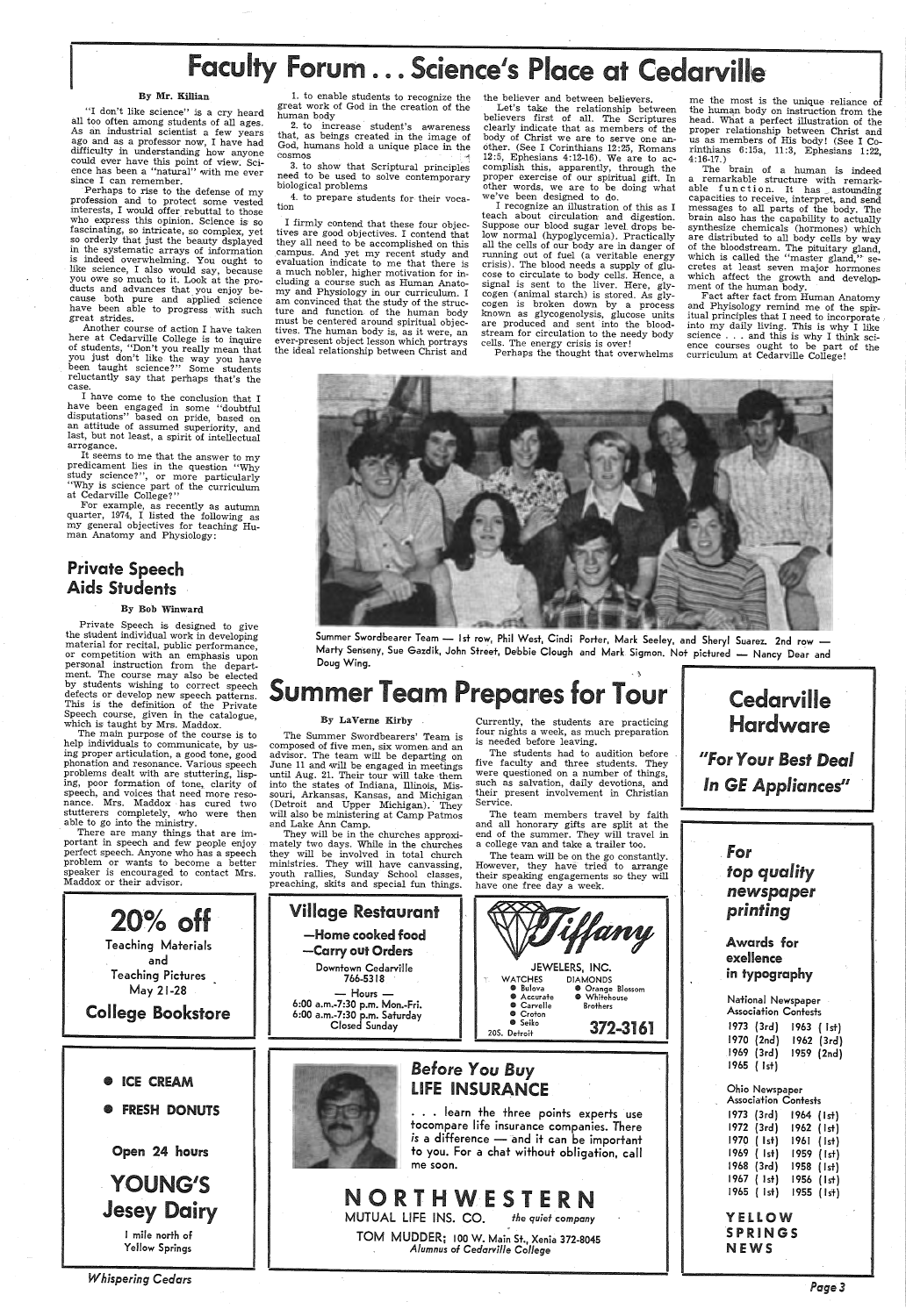# Faculty Forum . . . Science's Place at Cedarville

### By Mr. Killian

"I don't like science" is a cry heard all too often among students of all ages. As an industrial scientist a few years ago and as a professor now, I have had difficulty in understanding how anyone could ever have this point of view. Science has been a "natural" with me ever since I can remember.

Perhaps to rise to the defense of my profession and to protect some vested interests, I would offer rebuttal to those who express this opinion. Science is so fascinating, so intricate, so complex, yet so orderly that just the beauty dsplayed in the systematic arrays of information is indeed overwhelming. You ought to like science, I also would say, because you owe so much to it. Look at the products and advances that you enjoy because both pure and applied science have been able to progress with such great strides.

Another course of action I have taken here at Cedarville College is to inquire of students, "Don't you really mean that you just don't like the way you have been taught science?" Some students reluctantly say that perhaps that's the case.

I have come to the conclusion that I have been engaged in some "doubtful disputations" based on pride, based on an attitude of assumed superiority, and last, but not least, a spirit of intellectual arrogance.

It seems to me that the answer to my predicament lies in the question "Why study science?", or more particularly "Why is science part of the curriculum at Cedarville College?"

For example, as recently as autumn quarter, 1974, I listed the following as my general objectives for teaching Human Anatomy and Physiology:

1. to enable students to recognize the great work of God in the creation of the human body
2. to increase student's awareness that, as beings created in the image of God, humans hold a unique place in the cosmos
3. to show that Scriptural principles need to be used to solve contemporary biological problems
4. to prepare students for their vocation

I firmly contend that these four objectives are good objectives. I contend that they all need to be accomplished on this campus. And yet my recent study and evaluation indicate to me that there is a much nobler, higher motivation for including a course such as Human Anatomy and Physiology in our curriculum. I am convinced that the study of the structure and function of the human body must be centered around spiritual objectives. The human body is, as it were, an ever-present object lesson which portrays the ideal relationship between Christ and the believer and between believers.

Let's take the relationship between believers first of all. The Scriptures clearly indicate that as members of the body of Christ we are to serve one another. (See I Corinthians 12:25, Romans 12:5, Ephesians 4:12-16). We are to accomplish this, apparently, through the proper exercise of our spiritual gift. In other words, we are to be doing what we've been designed to do.

I recognize an illustration of this as I teach about circulation and digestion. Suppose our blood sugar level drops below normal (hypoglycemia). Practically all the cells of our body are in danger of running out of fuel (a veritable energy crisis). The blood needs a supply of glucose to circulate to body cells. Hence, a signal is sent to the liver. Here, glycogen (animal starch) is stored. As glycogen is broken down by a process known as glycogenolysis, glucose units are produced and sent into the bloodstream for circulation to the needy body cells. The energy crisis is over!

Perhaps the thought that overwhelms me the most is the unique reliance of the human body on instruction from the head. What a perfect illustration of the proper relationship between Christ and us as members of His body! (See I Corinthians 6:15a, 11:3, Ephesians 1:22, 4:16-17.)

The brain of a human is indeed a remarkable structure with remarkable function. It has astounding capacities to receive, interpret, and send messages to all parts of the body. The brain also has the capability to actually synthesize chemicals (hormones) which are distributed to all body cells by way of the bloodstream. The pituitary gland, which is called the "master gland," secretes at least seven major hormones which affect the growth and development of the human body.

Fact after fact from Human Anatomy and Physiology remind me of the spiritual principles that I need to incorporate into my daily living. This is why I like science . . . and this is why I think science courses ought to be part of the curriculum at Cedarville College!

## Private Speech Aids Students

### By Bob Winward

Private Speech is designed to give the student individual work in developing material for recital, public performance, or competition with an emphasis upon personal instruction from the department. The course may also be elected by students wishing to correct speech defects or develop new speech patterns. This is the definition of the Private Speech course, given in the catalogue, which is taught by Mrs. Maddox.

The main purpose of the course is to help individuals to communicate, by using proper articulation, a good tone, good phonation and resonance. Various speech problems dealt with are stuttering, lisping, poor formation of tone, clarity of speech, and voices that need more resonance. Mrs. Maddox has cured two stutterers completely, who were then able to go into the ministry.

There are many things that are important in speech and few people enjoy perfect speech. Anyone who has a speech problem or wants to become a better speaker is encouraged to contact Mrs. Maddox or their advisor.

Summer Swordbearer Team — 1st row, Phil West, Cindi Porter, Mark Seeley, and Sheryl Suarez. 2nd row — Marty Senseny, Sue Gazdik, John Street, Debbie Clough and Mark Sigmon. Not pictured — Nancy Dear and Doug Wing.

# Summer Team Prepares for Tour

### By LaVerne Kirby

The Summer Swordbearers' Team is composed of five men, six women and an advisor. The team will be departing on June 11 and will be engaged in meetings until Aug. 21. Their tour will take them into the states of Indiana, Illinois, Missouri, Arkansas, Kansas, and Michigan (Detroit and Upper Michigan). They will also be ministering at Camp Patmos and Lake Ann Camp.

They will be in the churches approximately two days. While in the churches they will be involved in total church ministries. They will have canvassing, youth rallies, Sunday School classes, preaching, skits and special fun things. Currently, the students are practicing four nights a week, as much preparation is needed before leaving.

The students had to audition before five faculty and three students. They were questioned on a number of things, such as salvation, daily devotions, and their present involvement in Christian Service.

The team members travel by faith and all honorary gifts are split at the end of the summer. They will travel in a college van and take a trailer too.

The team will be on the go constantly. However, they have tried to arrange their speaking engagements so they will have one free day a week.

**Cedarville Hardware**

*"For Your Best Deal In GE Appliances"*

**20% off**
Teaching Materials and Teaching Pictures
May 21-28
**College Bookstore**

**Village Restaurant**
—Home cooked food
—Carry out Orders
Downtown Cedarville
766-5318
— Hours —
6:00 a.m.-7:30 p.m. Mon.-Fri.
6:00 a.m.-7:30 p.m. Saturday
Closed Sunday

**Tiffany**
JEWELERS, INC.
WATCHES: • Bulova • Accurate • Carvelle • Croton • Seiko
DIAMONDS: • Orange Blossom • Whitehouse Brothers
20S. Detroit
372-3161

*For top quality newspaper printing*

**Awards for exellence in typography**

National Newspaper Association Contests
1973 (3rd) 1963 (1st)
1970 (2nd) 1962 (3rd)
1969 (3rd) 1959 (2nd)
1965 (1st)

Ohio Newspaper Association Contests
1973 (3rd) 1964 (1st)
1972 (3rd) 1962 (1st)
1970 (1st) 1961 (1st)
1969 (1st) 1959 (1st)
1968 (3rd) 1958 (1st)
1967 (1st) 1956 (1st)
1965 (1st) 1955 (1st)

**YELLOW SPRINGS NEWS**

• ICE CREAM
• FRESH DONUTS
Open 24 hours
**YOUNG'S Jesey Dairy**
1 mile north of Yellow Springs

***Before You Buy* LIFE INSURANCE**

. . . learn the three points experts use tocompare life insurance companies. There *is* a difference — and it can be important to you. For a chat without obligation, call me soon.

**NORTHWESTERN**
MUTUAL LIFE INS. CO. *the quiet company*
TOM MUDDER; 100 W. Main St., Xenia 372-8045
*Alumnus of Cedarville College*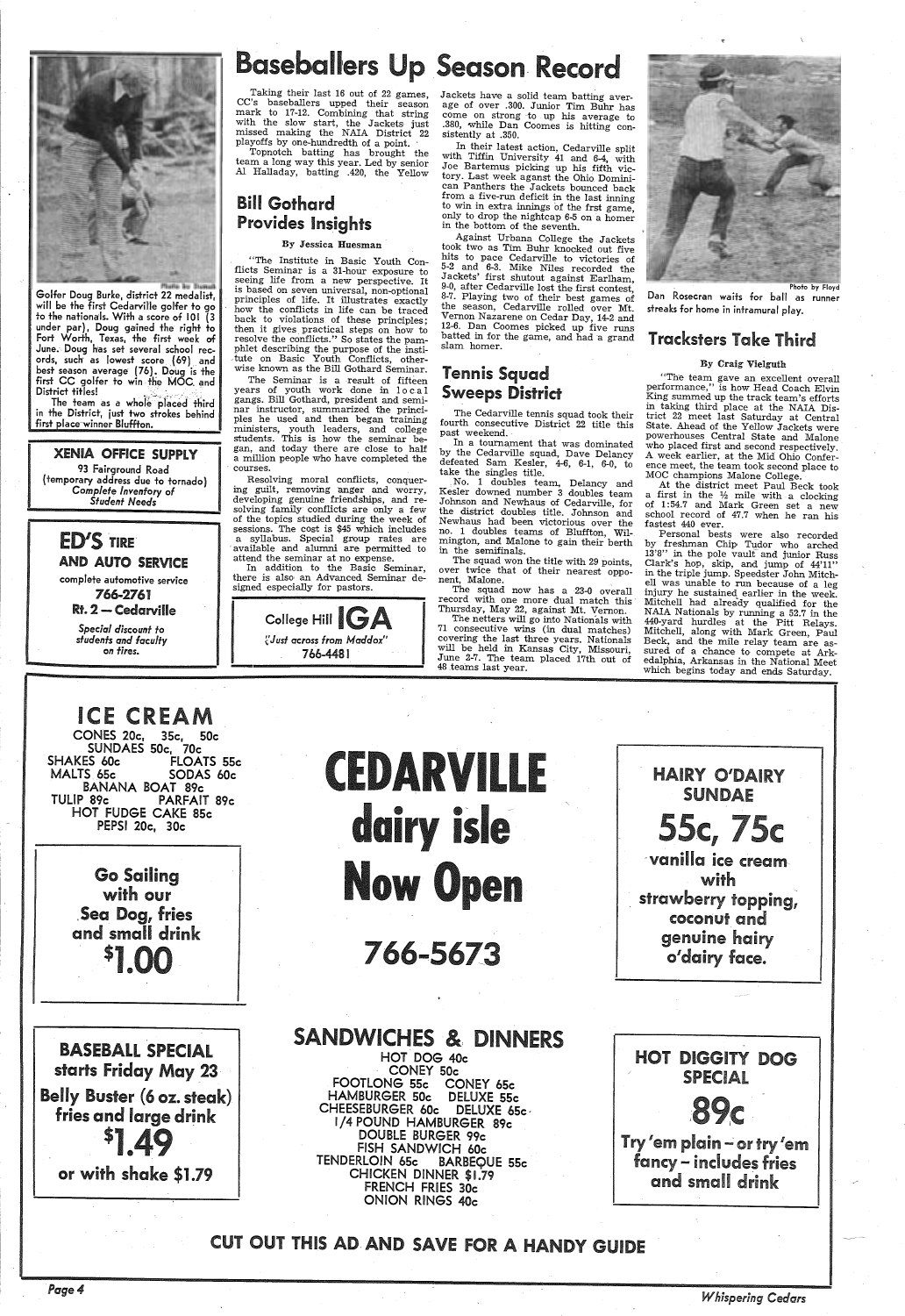Golfer Doug Burke, district 22 medalist, will be the first Cedarville golfer to go to the nationals. With a score of 101 (3 under par), Doug gained the right to Fort Worth, Texas, the first week of June. Doug has set several school records, such as lowest score (69) and best season average (76). Doug is the first CC golfer to win the MOC and District titles!

The team as a whole placed third in the District, just two strokes behind first place winner Bluffton.

**XENIA OFFICE SUPPLY**
93 Fairground Road
(temporary address due to tornado)
*Complete Inventory of Student Needs*

**ED'S TIRE AND AUTO SERVICE**
complete automotive service
766-2761
Rt. 2 — Cedarville
*Special discount to students and faculty on tires.*

# Baseballers Up Season Record

Taking their last 16 out of 22 games, CC's baseballers upped their season mark to 17-12. Combining that string with the slow start, the Jackets just missed making the NAIA District 22 playoffs by one-hundredth of a point.

Topnotch batting has brought the team a long way this year. Led by senior Al Halladay, batting .420, the Yellow Jackets have a solid team batting average of over .300. Junior Tim Buhr has come on strong to up his average to .380, while Dan Coomes is hitting consistently at .350.

In their latest action, Cedarville split with Tiffin University 41 and 6-4, with Joe Bartemus picking up his fifth victory. Last week against the Ohio Dominican Panthers the Jackets bounced back from a five-run deficit in the last inning to win in extra innings of the frst game, only to drop the nightcap 6-5 on a homer in the bottom of the seventh.

Against Urbana College the Jackets took two as Tim Buhr knocked out five hits to pace Cedarville to victories of 5-2 and 6-3. Mike Niles recorded the Jackets' first shutout against Earlham, 9-0, after Cedarville lost the first contest, 8-7. Playing two of their best games of the season, Cedarville rolled over Mt. Vernon Nazarene on Cedar Day, 14-2 and 12-6. Dan Coomes picked up five runs batted in for the game, and had a grand slam homer.

## Bill Gothard Provides Insights

By Jessica Huesman

"The Institute in Basic Youth Conflicts Seminar is a 31-hour exposure to seeing life from a new perspective. It is based on seven universal, non-optional principles of life. It illustrates exactly how the conflicts in life can be traced back to violations of these principles; then it gives practical steps on how to resolve the conflicts." So states the pamphlet describing the purpose of the Institute on Basic Youth Conflicts, otherwise known as the Bill Gothard Seminar.

The Seminar is a result of fifteen years of youth work done in local gangs. Bill Gothard, president and seminar instructor, summarized the principles he used and then began training ministers, youth leaders, and college students. This is how the seminar began, and today there are close to half a million people who have completed the courses.

Resolving moral conflicts, conquering guilt, removing anger and worry, developing genuine friendships, and resolving family conflicts are only a few of the topics studied during the week of sessions. The cost is $45 which includes a syllabus. Special group rates are available and alumni are permitted to attend the seminar at no expense.

In addition to the Basic Seminar, there is also an Advanced Seminar designed especially for pastors.

**College Hill IGA**
*"Just across from Maddox"*
766-4481

## Tennis Squad Sweeps District

The Cedarville tennis squad took their fourth consecutive District 22 title this past weekend.

In a tournament that was dominated by the Cedarville squad, Dave Delancy defeated Sam Kesler, 4-6, 6-1, 6-0, to take the singles title.

No. 1 doubles team, Delancy and Kesler downed number 3 doubles team Johnson and Newhaus of Cedarville, for the district doubles title. Johnson and Newhaus had been victorious over the no. 1 doubles teams of Bluffton, Wilmington, and Malone to gain their berth in the semifinals.

The squad won the title with 29 points, over twice that of their nearest opponent, Malone.

The squad now has a 23-0 overall record with one more dual match this Thursday, May 22, against Mt. Vernon.

The netters will go into Nationals with 71 consecutive wins (in dual matches) covering the last three years. Nationals will be held in Kansas City, Missouri, June 2-7. The team placed 17th out of 48 teams last year.

Photo by Floyd
Dan Rosecran waits for ball as runner streaks for home in intramural play.

## Tracksters Take Third

By Craig Vielguth

"The team gave an excellent overall performance," is how Head Coach Elvin King summed up the track team's efforts in taking third place at the NAIA District 22 meet last Saturday at Central State. Ahead of the Yellow Jackets were powerhouses Central State and Malone who placed first and second respectively. A week earlier, at the Mid Ohio Conference meet, the team took second place to MOC champions Malone College.

At the district meet Paul Beck took a first in the ½ mile with a clocking of 1:54.7 and Mark Green set a new school record of 47.7 when he ran his fastest 440 ever.

Personal bests were also recorded by freshman Chip Tudor who arched 13'8" in the pole vault and junior Russ Clark's hop, skip, and jump of 44'11" in the triple jump. Speedster John Mitchell was unable to run because of a leg injury he sustained earlier in the week. Mitchell had already qualified for the NAIA Nationals by running a 52.7 in the 440-yard hurdles at the Pitt Relays. Mitchell, along with Mark Green, Paul Beck, and the mile relay team are assured of a chance to compete at Arkedalphia, Arkansas in the National Meet which begins today and ends Saturday.

**ICE CREAM**
CONES 20c, 35c, 50c
SUNDAES 50c, 70c
SHAKES 60c FLOATS 55c
MALTS 65c SODAS 60c
BANANA BOAT 89c
TULIP 89c PARFAIT 89c
HOT FUDGE CAKE 85c
PEPSI 20c, 30c

**Go Sailing with our Sea Dog, fries and small drink**
**$1.00**

# CEDARVILLE dairy isle Now Open

766-5673

**HAIRY O'DAIRY SUNDAE**
**55c, 75c**
vanilla ice cream with strawberry topping, coconut and genuine hairy o'dairy face.

**BASEBALL SPECIAL**
starts Friday May 23
Belly Buster (6 oz. steak) fries and large drink
**$1.49**
or with shake $1.79

**SANDWICHES & DINNERS**
HOT DOG 40c
CONEY 50c
FOOTLONG 55c CONEY 65c
HAMBURGER 50c DELUXE 55c
CHEESEBURGER 60c DELUXE 65c
1/4 POUND HAMBURGER 89c
DOUBLE BURGER 99c
FISH SANDWICH 60c
TENDERLOIN 65c BARBEQUE 55c
CHICKEN DINNER $1.79
FRENCH FRIES 30c
ONION RINGS 40c

**HOT DIGGITY DOG SPECIAL**
**89c**
Try 'em plain – or try 'em fancy – includes fries and small drink

**CUT OUT THIS AD AND SAVE FOR A HANDY GUIDE**